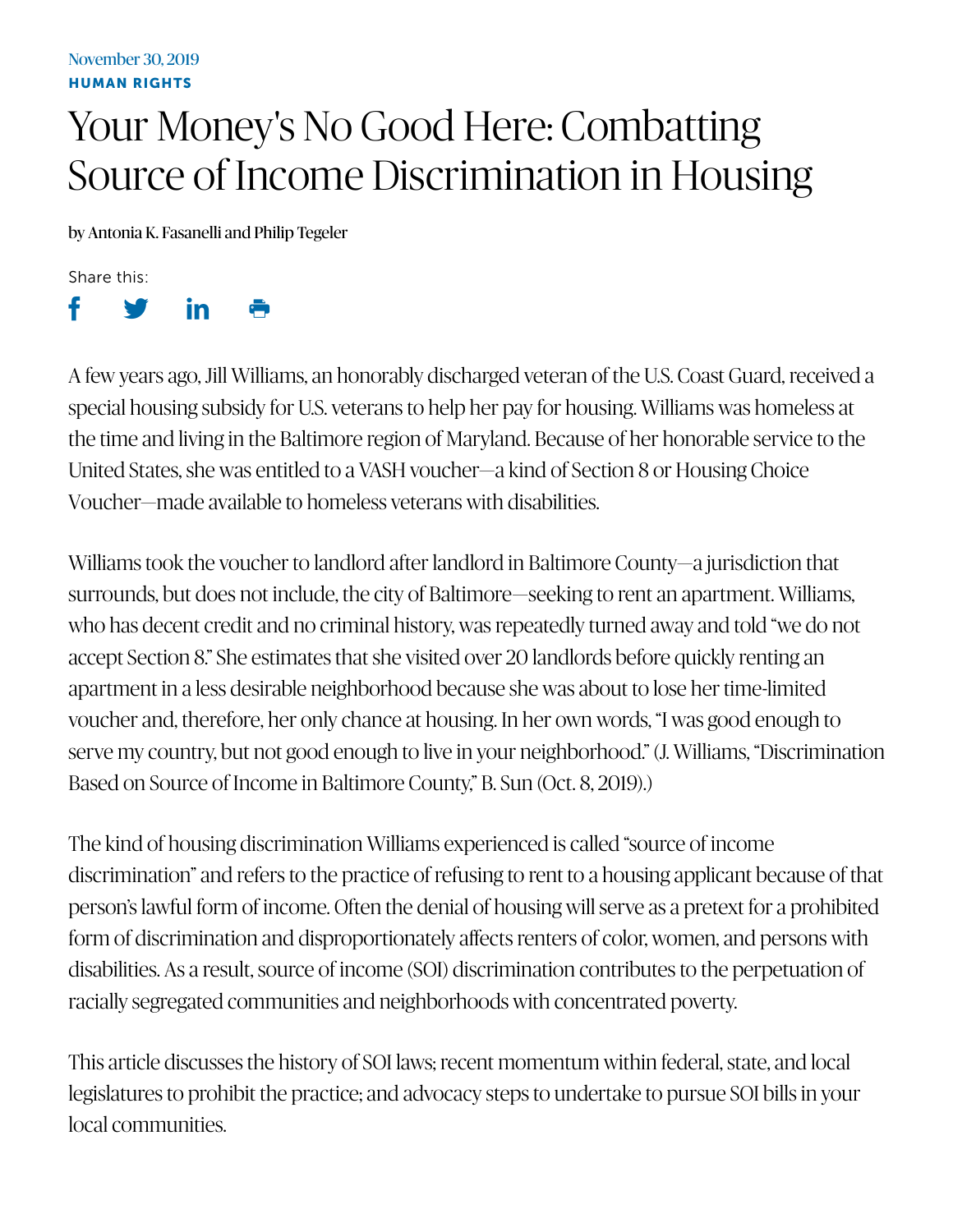November 30, 2019

**HUMAN RIGHTS**

# Your Money's No Good Here: Combatting Source of Income Discrimination in Housing

by Antonia K. Fasanelli and Philip Tegeler

A few years ago, Jill Williams, an honorably discharged veteran of the U.S. Coast Guard, received a special housing subsidy for U.S. veterans to help her pay for housing. Williams was homeless at the time and living in the Baltimore region of Maryland. Because of her honorable service to the United States, she was entitled to a VASH voucher—a kind of Section 8 or Housing Choice Voucher—made available to homeless veterans with disabilities.

Williams took the voucher to landlord after landlord in Baltimore County—a jurisdiction that surrounds, but does not include, the city of Baltimore—seeking to rent an apartment. Williams, who has decent credit and no criminal history, was repeatedly turned away and told "we do not accept Section 8." She estimates that she visited over 20 landlords before quickly renting an apartment in a less desirable neighborhood because she was about to lose her time-limited voucher and, therefore, her only chance at housing. In her own words, "I was good enough to serve my country, but not good enough to live in your neighborhood." (J. Williams, "Discrimination Based on Source of Income in Baltimore County," B. Sun (Oct. 8, 2019).)

The kind of housing discrimination Williams experienced is called "source of income discrimination" and refers to the practice of refusing to rent to a housing applicant because of that person's lawful form of income. Often the denial of housing will serve as a pretext for a prohibited form of discrimination and disproportionately affects renters of color, women, and persons with disabilities. As a result, source of income (SOI) discrimination contributes to the perpetuation of racially segregated communities and neighborhoods with concentrated poverty.

This article discusses the history of SOI laws; recent momentum within federal, state, and local legislatures to prohibit the practice; and advocacy steps to undertake to pursue SOI bills in your local communities.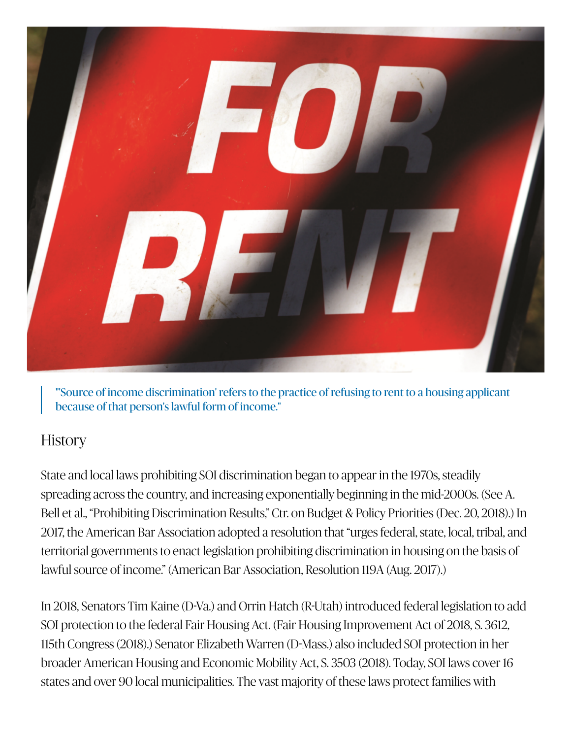"'Source of income discrimination' refers to the practice of refusing to rent to a housing applicant because of that person's lawful form of income."

## History

State and local laws prohibiting SOI discrimination began to appear in the 1970s, steadily spreading across the country, and increasing exponentially beginning in the mid-2000s. (See A. Bell et al., "Prohibiting Discrimination Results," Ctr. on Budget & Policy Priorities (Dec. 20, 2018).) In 2017, the American Bar Association adopted a resolution that "urges federal, state, local, tribal, and territorial governments to enact legislation prohibiting discrimination in housing on the basis of lawful source of income." (American Bar Association, Resolution 119A (Aug. 2017).)

In 2018, Senators Tim Kaine (D-Va.) and Orrin Hatch (R-Utah) introduced federal legislation to add SOI protection to the federal Fair Housing Act. (Fair Housing Improvement Act of 2018, S. 3612, 115th Congress (2018).) Senator Elizabeth Warren (D-Mass.) also included SOI protection in her broader American Housing and Economic Mobility Act, S. 3503 (2018). Today, SOI laws cover 16 states and over 90 local municipalities. The vast majority of these laws protect families with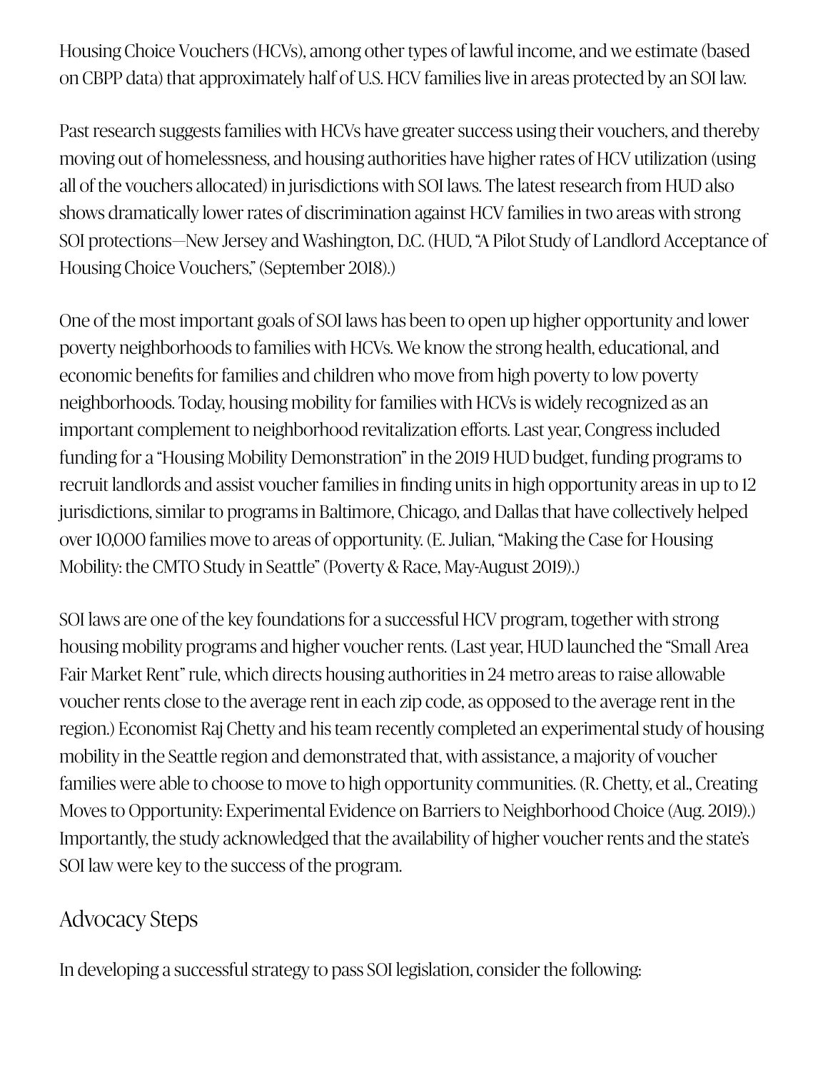Housing Choice Vouchers (HCVs), among other types of lawful income, and we estimate (based on CBPP data) that approximately half of U.S. HCV families live in areas protected by an SOI law.

Past research suggests families with HCVs have greater success using their vouchers, and thereby moving out of homelessness, and housing authorities have higher rates of HCV utilization (using all of the vouchers allocated) in jurisdictions with SOI laws. The latest research from HUD also shows dramatically lower rates of discrimination against HCV families in two areas with strong SOI protections—New Jersey and Washington, D.C. (HUD, "A Pilot Study of Landlord Acceptance of Housing Choice Vouchers," (September 2018).)

One of the most important goals of SOI laws has been to open up higher opportunity and lower poverty neighborhoods to families with HCVs. We know the strong health, educational, and economic benefits for families and children who move from high poverty to low poverty neighborhoods. Today, housing mobility for families with HCVs is widely recognized as an important complement to neighborhood revitalization efforts. Last year, Congress included funding for a "Housing Mobility Demonstration" in the 2019 HUD budget, funding programs to recruit landlords and assist voucher families in finding units in high opportunity areas in up to 12 jurisdictions, similar to programs in Baltimore, Chicago, and Dallas that have collectively helped over 10,000 families move to areas of opportunity. (E. Julian, "Making the Case for Housing Mobility: the CMTO Study in Seattle" (Poverty & Race, May-August 2019).)

SOI laws are one of the key foundations for a successful HCV program, together with strong housing mobility programs and higher voucher rents. (Last year, HUD launched the "Small Area Fair Market Rent" rule, which directs housing authorities in 24 metro areas to raise allowable voucher rents close to the average rent in each zip code, as opposed to the average rent in the region.) Economist Raj Chetty and his team recently completed an experimental study of housing mobility in the Seattle region and demonstrated that, with assistance, a majority of voucher families were able to choose to move to high opportunity communities. (R. Chetty, et al., Creating Moves to Opportunity: Experimental Evidence on Barriers to Neighborhood Choice (Aug. 2019).) Importantly, the study acknowledged that the availability of higher voucher rents and the state's SOI law were key to the success of the program.

## Advocacy Steps

In developing a successful strategy to pass SOI legislation, consider the following: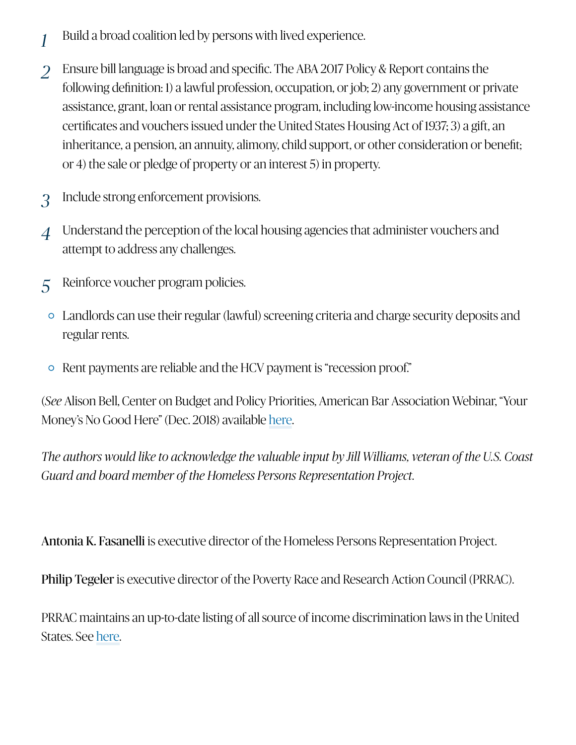1. Build a broad coalition led by persons with lived experience.
2. Ensure bill language is broad and specific. The ABA 2017 Policy & Report contains the following definition: 1) a lawful profession, occupation, or job; 2) any government or private assistance, grant, loan or rental assistance program, including low-income housing assistance certificates and vouchers issued under the United States Housing Act of 1937; 3) a gift, an inheritance, a pension, an annuity, alimony, child support, or other consideration or benefit; or 4) the sale or pledge of property or an interest 5) in property.
3. Include strong enforcement provisions.
4. Understand the perception of the local housing agencies that administer vouchers and attempt to address any challenges.
5. Reinforce voucher program policies.
    - Landlords can use their regular (lawful) screening criteria and charge security deposits and regular rents.
    - Rent payments are reliable and the HCV payment is "recession proof."

(*See* Alison Bell, Center on Budget and Policy Priorities, American Bar Association Webinar, "Your Money's No Good Here" (Dec. 2018) available here.

*The authors would like to acknowledge the valuable input by Jill Williams, veteran of the U.S. Coast Guard and board member of the Homeless Persons Representation Project.*

**Antonia K. Fasanelli** is executive director of the Homeless Persons Representation Project.

**Philip Tegeler** is executive director of the Poverty Race and Research Action Council (PRRAC).

PRRAC maintains an up-to-date listing of all source of income discrimination laws in the United States. See here.